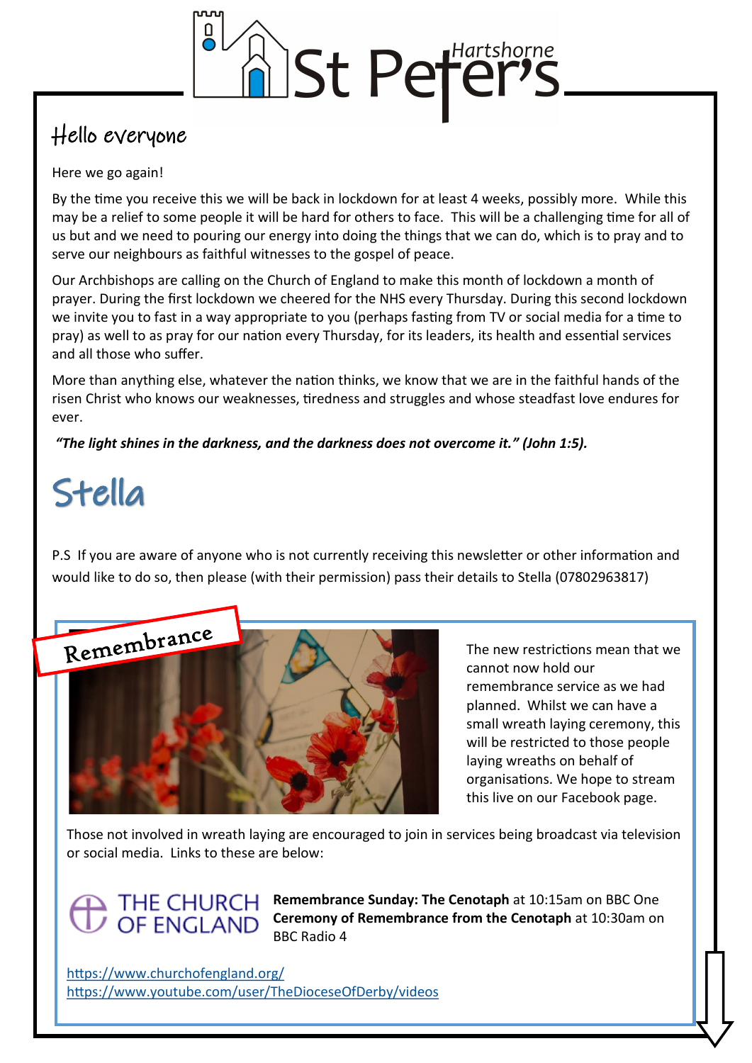# St Peter's Hartshorne

## Hello everyone

Here we go again!

By the time you receive this we will be back in lockdown for at least 4 weeks, possibly more. While this may be a relief to some people it will be hard for others to face. This will be a challenging time for all of us but and we need to pouring our energy into doing the things that we can do, which is to pray and to serve our neighbours as faithful witnesses to the gospel of peace.

Our Archbishops are calling on the Church of England to make this month of lockdown a month of prayer. During the first lockdown we cheered for the NHS every Thursday. During this second lockdown we invite you to fast in a way appropriate to you (perhaps fasting from TV or social media for a time to pray) as well to as pray for our nation every Thursday, for its leaders, its health and essential services and all those who suffer.

More than anything else, whatever the nation thinks, we know that we are in the faithful hands of the risen Christ who knows our weaknesses, tiredness and struggles and whose steadfast love endures for ever.

***"The light shines in the darkness, and the darkness does not overcome it." (John 1:5).***

Stella

P.S If you are aware of anyone who is not currently receiving this newsletter or other information and would like to do so, then please (with their permission) pass their details to Stella (07802963817)

## Remembrance

The new restrictions mean that we cannot now hold our remembrance service as we had planned. Whilst we can have a small wreath laying ceremony, this will be restricted to those people laying wreaths on behalf of organisations. We hope to stream this live on our Facebook page.

Those not involved in wreath laying are encouraged to join in services being broadcast via television or social media. Links to these are below:

THE CHURCH OF ENGLAND

**Remembrance Sunday: The Cenotaph** at 10:15am on BBC One
**Ceremony of Remembrance from the Cenotaph** at 10:30am on BBC Radio 4

https://www.churchofengland.org/
https://www.youtube.com/user/TheDioceseOfDerby/videos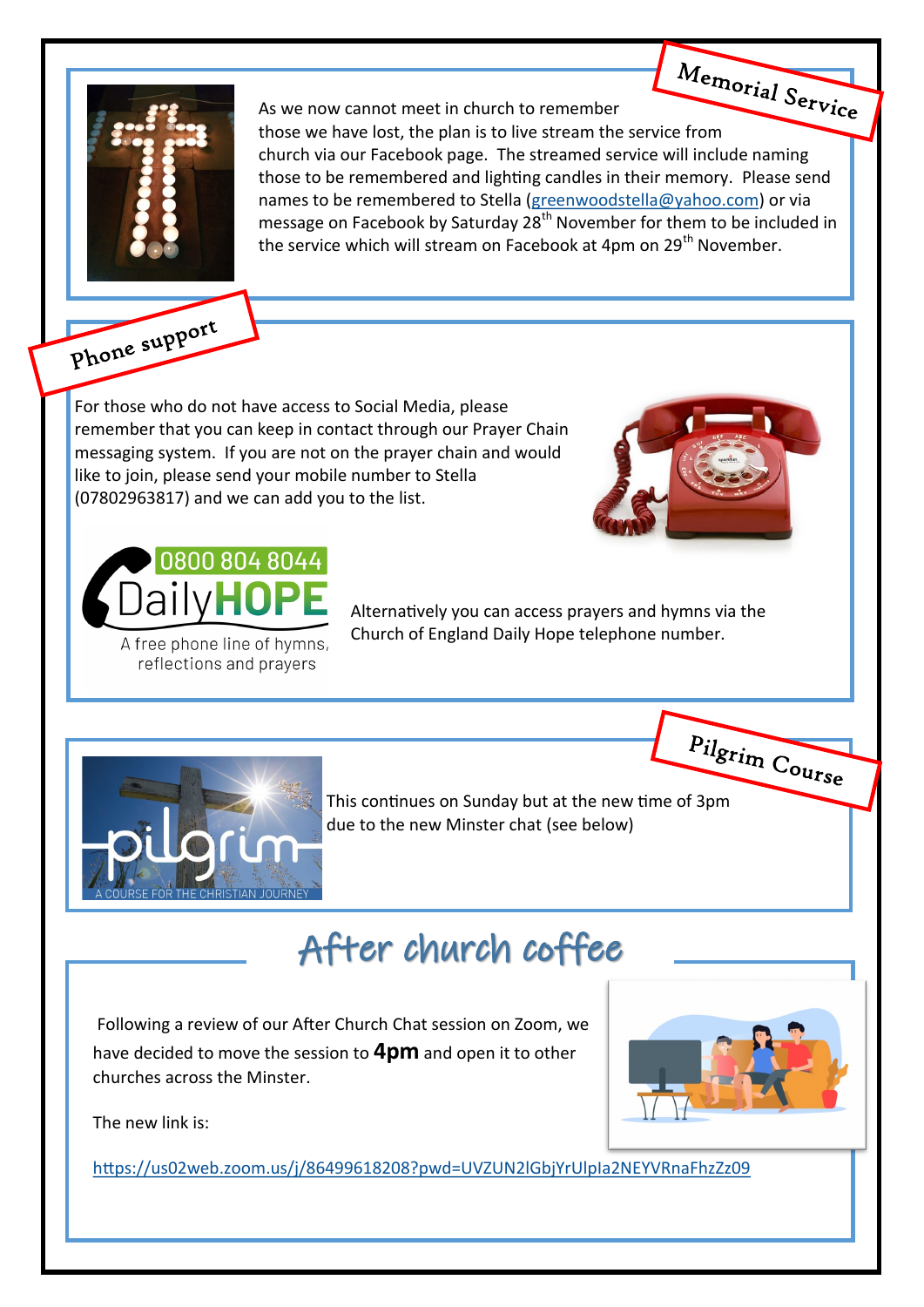## Memorial Service

As we now cannot meet in church to remember those we have lost, the plan is to live stream the service from church via our Facebook page. The streamed service will include naming those to be remembered and lighting candles in their memory. Please send names to be remembered to Stella (greenwoodstella@yahoo.com) or via message on Facebook by Saturday 28th November for them to be included in the service which will stream on Facebook at 4pm on 29th November.

## Phone support

For those who do not have access to Social Media, please remember that you can keep in contact through our Prayer Chain messaging system. If you are not on the prayer chain and would like to join, please send your mobile number to Stella (07802963817) and we can add you to the list.

0800 804 8044 DailyHOPE

A free phone line of hymns, reflections and prayers

Alternatively you can access prayers and hymns via the Church of England Daily Hope telephone number.

## Pilgrim Course

pilgrim

A COURSE FOR THE CHRISTIAN JOURNEY

This continues on Sunday but at the new time of 3pm due to the new Minster chat (see below)

# After church coffee

Following a review of our After Church Chat session on Zoom, we have decided to move the session to **4pm** and open it to other churches across the Minster.

The new link is:

https://us02web.zoom.us/j/86499618208?pwd=UVZUN2lGbjYrUlpIa2NEYVRnaFhzZz09